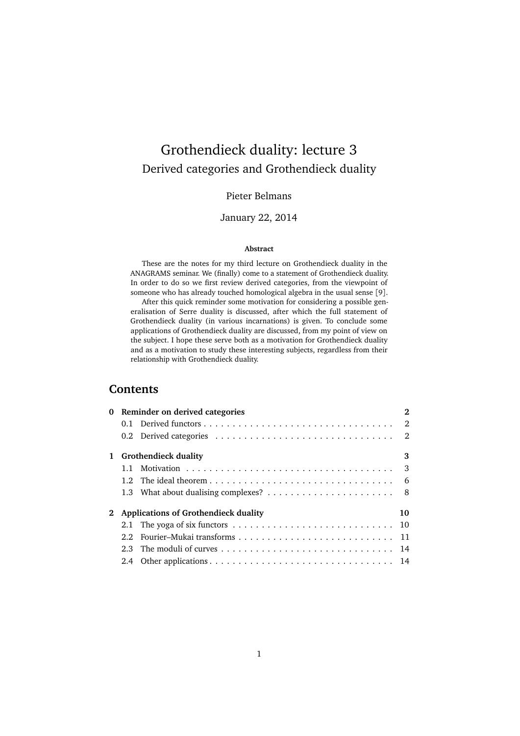// Grothendieck duality: lecture 3

## Derived categories and Grothendieck duality

Pieter Belmans

January 22, 2014

**Abstract**

These are the notes for my third lecture on Grothendieck duality in the ANAGRAMS seminar. We (finally) come to a statement of Grothendieck duality. In order to do so we first review derived categories, from the viewpoint of someone who has already touched homological algebra in the usual sense [9].

After this quick reminder some motivation for considering a possible generalisation of Serre duality is discussed, after which the full statement of Grothendieck duality (in various incarnations) is given. To conclude some applications of Grothendieck duality are discussed, from my point of view on the subject. I hope these serve both as a motivation for Grothendieck duality and as a motivation to study these interesting subjects, regardless from their relationship with Grothendieck duality.

## Contents

- **0 Reminder on derived categories** — 2
  - 0.1 Derived functors — 2
  - 0.2 Derived categories — 2
- **1 Grothendieck duality** — 3
  - 1.1 Motivation — 3
  - 1.2 The ideal theorem — 6
  - 1.3 What about dualising complexes? — 8
- **2 Applications of Grothendieck duality** — 10
  - 2.1 The yoga of six functors — 10
  - 2.2 Fourier–Mukai transforms — 11
  - 2.3 The moduli of curves — 14
  - 2.4 Other applications — 14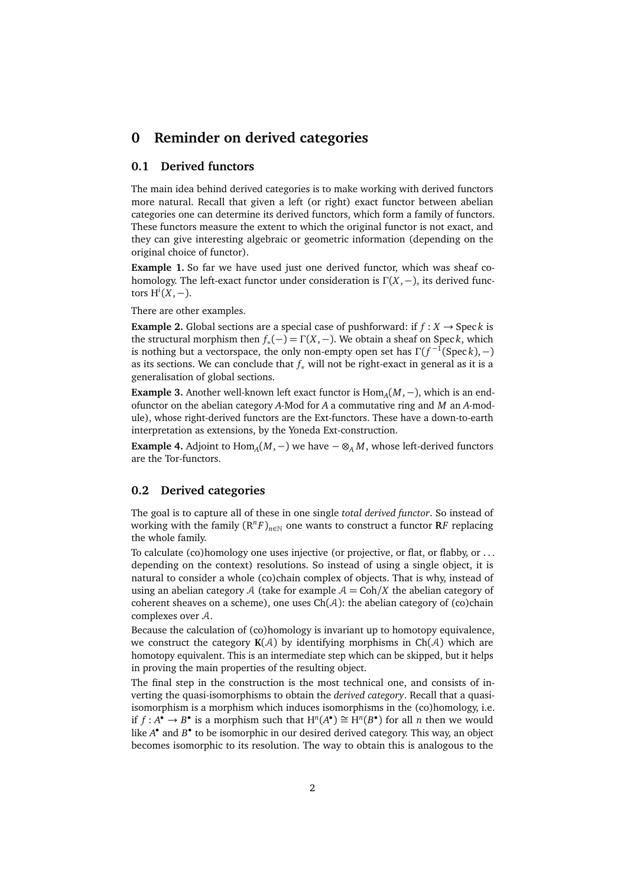# 0 Reminder on derived categories

## 0.1 Derived functors

The main idea behind derived categories is to make working with derived functors more natural. Recall that given a left (or right) exact functor between abelian categories one can determine its derived functors, which form a family of functors. These functors measure the extent to which the original functor is not exact, and they can give interesting algebraic or geometric information (depending on the original choice of functor).

**Example 1.** So far we have used just one derived functor, which was sheaf cohomology. The left-exact functor under consideration is $\Gamma(X,-)$, its derived functors $\mathrm{H}^i(X,-)$.

There are other examples.

**Example 2.** Global sections are a special case of pushforward: if $f : X \to \operatorname{Spec} k$ is the structural morphism then $f_*(-) = \Gamma(X,-)$. We obtain a sheaf on $\operatorname{Spec} k$, which is nothing but a vectorspace, the only non-empty open set has $\Gamma(f^{-1}(\operatorname{Spec} k),-)$ as its sections. We can conclude that $f_*$ will not be right-exact in general as it is a generalisation of global sections.

**Example 3.** Another well-known left exact functor is $\mathrm{Hom}_A(M,-)$, which is an endofunctor on the abelian category $A$-Mod for $A$ a commutative ring and $M$ an $A$-module), whose right-derived functors are the Ext-functors. These have a down-to-earth interpretation as extensions, by the Yoneda Ext-construction.

**Example 4.** Adjoint to $\mathrm{Hom}_A(M,-)$ we have $-\otimes_A M$, whose left-derived functors are the Tor-functors.

## 0.2 Derived categories

The goal is to capture all of these in one single *total derived functor*. So instead of working with the family $(\mathrm{R}^n F)_{n\in\mathbb{N}}$ one wants to construct a functor $\mathbf{R}F$ replacing the whole family.

To calculate (co)homology one uses injective (or projective, or flat, or flabby, or ... depending on the context) resolutions. So instead of using a single object, it is natural to consider a whole (co)chain complex of objects. That is why, instead of using an abelian category $\mathcal{A}$ (take for example $\mathcal{A} = \mathrm{Coh}/X$ the abelian category of coherent sheaves on a scheme), one uses $\mathrm{Ch}(\mathcal{A})$: the abelian category of (co)chain complexes over $\mathcal{A}$.

Because the calculation of (co)homology is invariant up to homotopy equivalence, we construct the category $\mathbf{K}(\mathcal{A})$ by identifying morphisms in $\mathrm{Ch}(\mathcal{A})$ which are homotopy equivalent. This is an intermediate step which can be skipped, but it helps in proving the main properties of the resulting object.

The final step in the construction is the most technical one, and consists of inverting the quasi-isomorphisms to obtain the *derived category*. Recall that a quasi-isomorphism is a morphism which induces isomorphisms in the (co)homology, i.e. if $f : A^\bullet \to B^\bullet$ is a morphism such that $\mathrm{H}^n(A^\bullet) \cong \mathrm{H}^n(B^\bullet)$ for all $n$ then we would like $A^\bullet$ and $B^\bullet$ to be isomorphic in our desired derived category. This way, an object becomes isomorphic to its resolution. The way to obtain this is analogous to the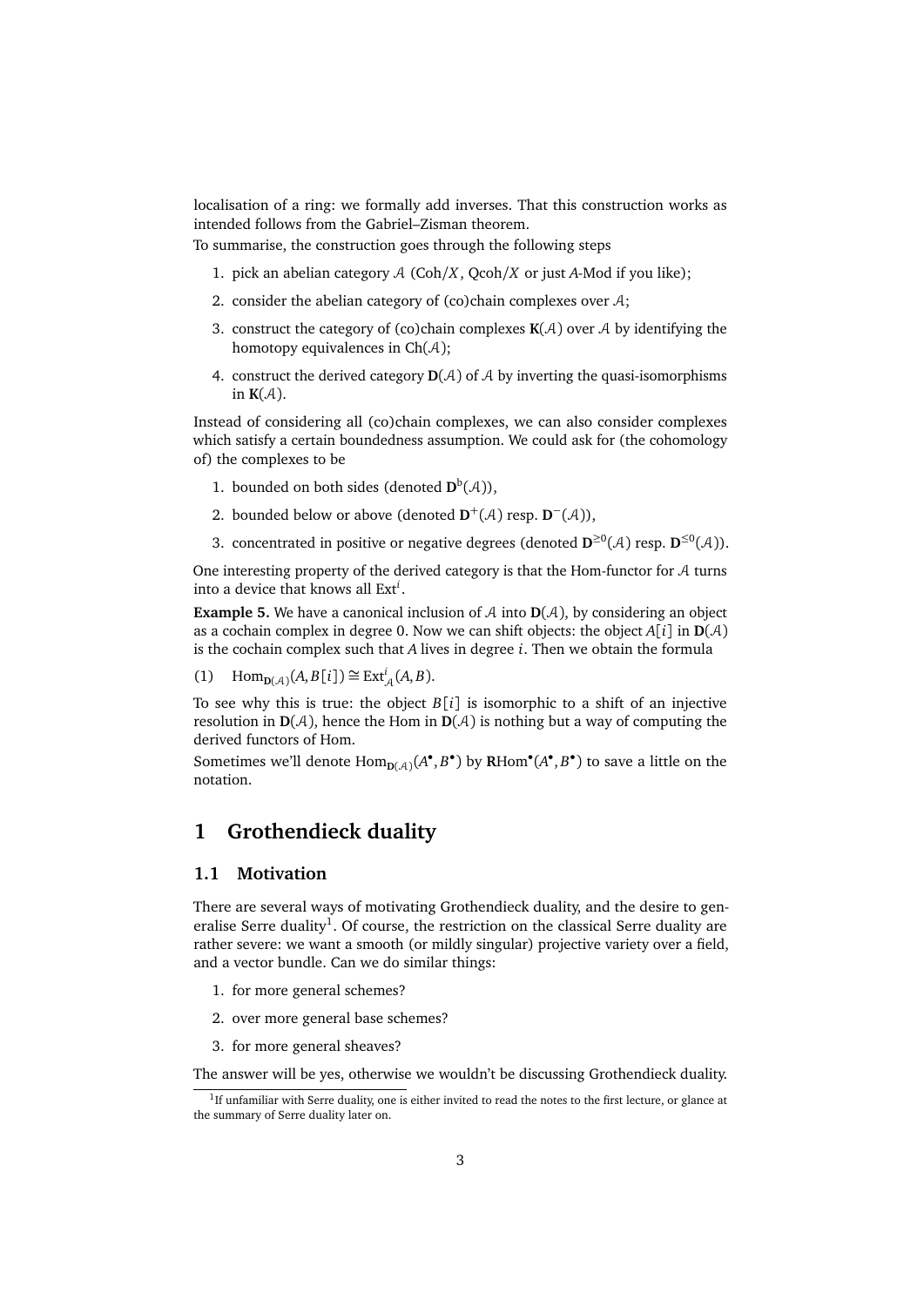localisation of a ring: we formally add inverses. That this construction works as intended follows from the Gabriel–Zisman theorem.

To summarise, the construction goes through the following steps

1. pick an abelian category $\mathcal{A}$ ($\mathrm{Coh}/X$, $\mathrm{Qcoh}/X$ or just $A$-Mod if you like);
2. consider the abelian category of (co)chain complexes over $\mathcal{A}$;
3. construct the category of (co)chain complexes $\mathbf{K}(\mathcal{A})$ over $\mathcal{A}$ by identifying the homotopy equivalences in $\mathrm{Ch}(\mathcal{A})$;
4. construct the derived category $\mathbf{D}(\mathcal{A})$ of $\mathcal{A}$ by inverting the quasi-isomorphisms in $\mathbf{K}(\mathcal{A})$.

Instead of considering all (co)chain complexes, we can also consider complexes which satisfy a certain boundedness assumption. We could ask for (the cohomology of) the complexes to be

1. bounded on both sides (denoted $\mathbf{D}^{\mathrm{b}}(\mathcal{A})$),
2. bounded below or above (denoted $\mathbf{D}^{+}(\mathcal{A})$ resp. $\mathbf{D}^{-}(\mathcal{A})$),
3. concentrated in positive or negative degrees (denoted $\mathbf{D}^{\geq 0}(\mathcal{A})$ resp. $\mathbf{D}^{\leq 0}(\mathcal{A})$).

One interesting property of the derived category is that the Hom-functor for $\mathcal{A}$ turns into a device that knows all $\mathrm{Ext}^i$.

**Example 5.** We have a canonical inclusion of $\mathcal{A}$ into $\mathbf{D}(\mathcal{A})$, by considering an object as a cochain complex in degree 0. Now we can shift objects: the object $A[i]$ in $\mathbf{D}(\mathcal{A})$ is the cochain complex such that $A$ lives in degree $i$. Then we obtain the formula

$$\mathrm{Hom}_{\mathbf{D}(\mathcal{A})}(A, B[i]) \cong \mathrm{Ext}^i_{\mathcal{A}}(A, B). \tag{1}$$

To see why this is true: the object $B[i]$ is isomorphic to a shift of an injective resolution in $\mathbf{D}(\mathcal{A})$, hence the Hom in $\mathbf{D}(\mathcal{A})$ is nothing but a way of computing the derived functors of Hom.

Sometimes we'll denote $\mathrm{Hom}_{\mathbf{D}(\mathcal{A})}(A^\bullet, B^\bullet)$ by $\mathbf{R}\mathrm{Hom}^\bullet(A^\bullet, B^\bullet)$ to save a little on the notation.

# 1 Grothendieck duality

## 1.1 Motivation

There are several ways of motivating Grothendieck duality, and the desire to generalise Serre duality[1]. Of course, the restriction on the classical Serre duality are rather severe: we want a smooth (or mildly singular) projective variety over a field, and a vector bundle. Can we do similar things:

1. for more general schemes?
2. over more general base schemes?
3. for more general sheaves?

The answer will be yes, otherwise we wouldn't be discussing Grothendieck duality.

[1] If unfamiliar with Serre duality, one is either invited to read the notes to the first lecture, or glance at the summary of Serre duality later on.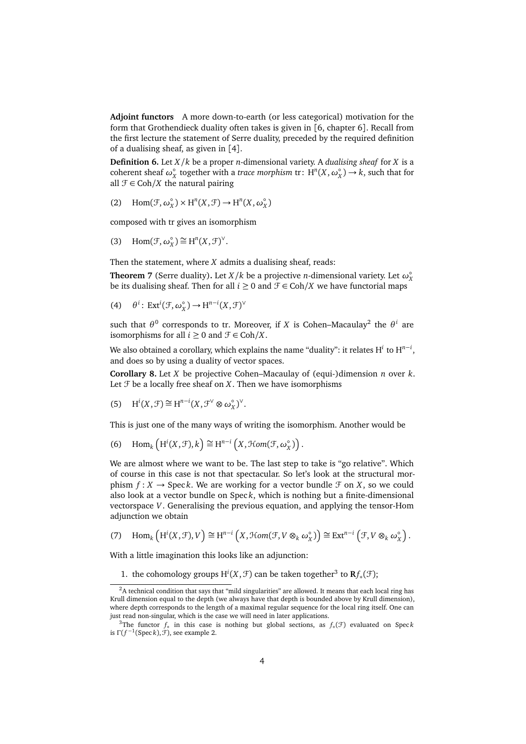**Adjoint functors** A more down-to-earth (or less categorical) motivation for the form that Grothendieck duality often takes is given in [6, chapter 6]. Recall from the first lecture the statement of Serre duality, preceded by the required definition of a dualising sheaf, as given in [4].

**Definition 6.** Let $X/k$ be a proper $n$-dimensional variety. A *dualising sheaf* for $X$ is a coherent sheaf $\omega_X^\circ$ together with a *trace morphism* $\mathrm{tr}\colon \mathrm{H}^n(X,\omega_X^\circ) \to k$, such that for all $\mathcal{F} \in \mathrm{Coh}/X$ the natural pairing

$$\mathrm{Hom}(\mathcal{F},\omega_X^\circ) \times \mathrm{H}^n(X,\mathcal{F}) \to \mathrm{H}^n(X,\omega_X^\circ) \tag{2}$$

composed with tr gives an isomorphism

$$\mathrm{Hom}(\mathcal{F},\omega_X^\circ) \cong \mathrm{H}^n(X,\mathcal{F})^\vee. \tag{3}$$

Then the statement, where $X$ admits a dualising sheaf, reads:

**Theorem 7** (Serre duality)**.** Let $X/k$ be a projective $n$-dimensional variety. Let $\omega_X^\circ$ be its dualising sheaf. Then for all $i \geq 0$ and $\mathcal{F} \in \mathrm{Coh}/X$ we have functorial maps

$$\theta^i\colon \mathrm{Ext}^i(\mathcal{F},\omega_X^\circ) \to \mathrm{H}^{n-i}(X,\mathcal{F})^\vee \tag{4}$$

such that $\theta^0$ corresponds to tr. Moreover, if $X$ is Cohen–Macaulay[2] the $\theta^i$ are isomorphisms for all $i \geq 0$ and $\mathcal{F} \in \mathrm{Coh}/X$.

We also obtained a corollary, which explains the name "duality": it relates $\mathrm{H}^i$ to $\mathrm{H}^{n-i}$, and does so by using a duality of vector spaces.

**Corollary 8.** Let $X$ be projective Cohen–Macaulay of (equi-)dimension $n$ over $k$. Let $\mathcal{F}$ be a locally free sheaf on $X$. Then we have isomorphisms

$$\mathrm{H}^i(X,\mathcal{F}) \cong \mathrm{H}^{n-i}(X,\mathcal{F}^\vee \otimes \omega_X^\circ)^\vee. \tag{5}$$

This is just one of the many ways of writing the isomorphism. Another would be

$$\mathrm{Hom}_k\left(\mathrm{H}^i(X,\mathcal{F}),k\right) \cong \mathrm{H}^{n-i}\left(X,\mathcal{H}om(\mathcal{F},\omega_X^\circ)\right). \tag{6}$$

We are almost where we want to be. The last step to take is "go relative". Which of course in this case is not that spectacular. So let's look at the structural morphism $f: X \to \operatorname{Spec} k$. We are working for a vector bundle $\mathcal{F}$ on $X$, so we could also look at a vector bundle on $\operatorname{Spec} k$, which is nothing but a finite-dimensional vectorspace $V$. Generalising the previous equation, and applying the tensor-Hom adjunction we obtain

$$\mathrm{Hom}_k\left(\mathrm{H}^i(X,\mathcal{F}),V\right) \cong \mathrm{H}^{n-i}\left(X,\mathcal{H}om(\mathcal{F},V\otimes_k \omega_X^\circ)\right) \cong \mathrm{Ext}^{n-i}\left(\mathcal{F},V\otimes_k \omega_X^\circ\right). \tag{7}$$

With a little imagination this looks like an adjunction:

1. the cohomology groups $\mathrm{H}^i(X,\mathcal{F})$ can be taken together[3] to $\mathbf{R}f_*(\mathcal{F})$;

---

[2] A technical condition that says that "mild singularities" are allowed. It means that each local ring has Krull dimension equal to the depth (we always have that depth is bounded above by Krull dimension), where depth corresponds to the length of a maximal regular sequence for the local ring itself. One can just read non-singular, which is the case we will need in later applications.

[3] The functor $f_*$ in this case is nothing but global sections, as $f_*(\mathcal{F})$ evaluated on $\operatorname{Spec} k$ is $\Gamma(f^{-1}(\operatorname{Spec} k),\mathcal{F})$, see example 2.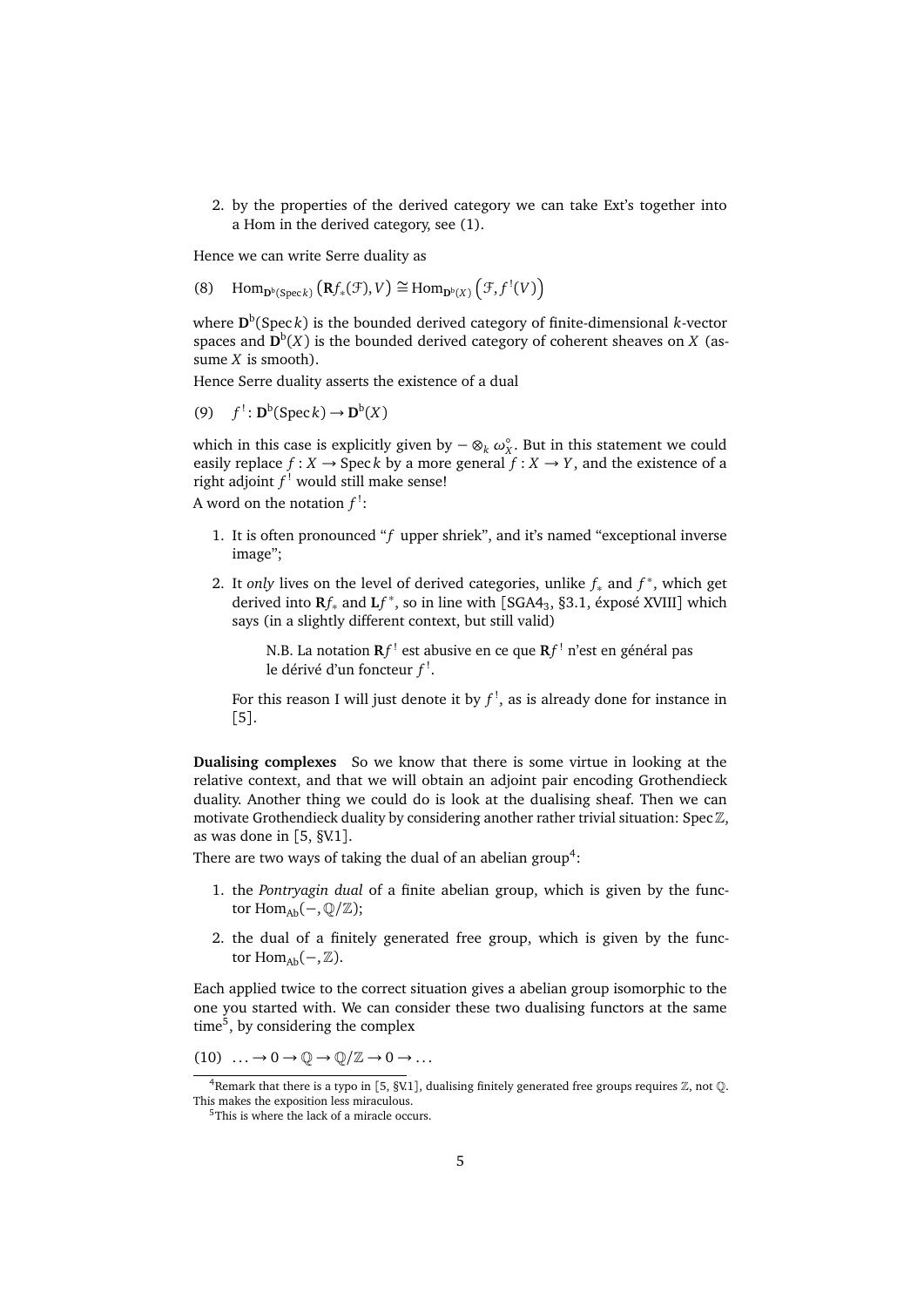2. by the properties of the derived category we can take Ext's together into a Hom in the derived category, see (1).

Hence we can write Serre duality as

$$(8) \quad \mathrm{Hom}_{\mathbf{D}^{\mathrm{b}}(\operatorname{Spec} k)}\left(\mathbf{R}f_*(\mathcal{F}), V\right) \cong \mathrm{Hom}_{\mathbf{D}^{\mathrm{b}}(X)}\left(\mathcal{F}, f^!(V)\right)$$

where $\mathbf{D}^{\mathrm{b}}(\operatorname{Spec} k)$ is the bounded derived category of finite-dimensional $k$-vector spaces and $\mathbf{D}^{\mathrm{b}}(X)$ is the bounded derived category of coherent sheaves on $X$ (assume $X$ is smooth).

Hence Serre duality asserts the existence of a dual

$$(9) \quad f^! \colon \mathbf{D}^{\mathrm{b}}(\operatorname{Spec} k) \to \mathbf{D}^{\mathrm{b}}(X)$$

which in this case is explicitly given by $- \otimes_k \omega_X^\circ$. But in this statement we could easily replace $f : X \to \operatorname{Spec} k$ by a more general $f : X \to Y$, and the existence of a right adjoint $f^!$ would still make sense!

A word on the notation $f^!$:

1. It is often pronounced "$f$ upper shriek", and it's named "exceptional inverse image";
2. It *only* lives on the level of derived categories, unlike $f_*$ and $f^*$, which get derived into $\mathbf{R}f_*$ and $\mathbf{L}f^*$, so in line with [SGA4$_3$, §3.1, éxposé XVIII] which says (in a slightly different context, but still valid)

   > N.B. La notation $\mathbf{R}f^!$ est abusive en ce que $\mathbf{R}f^!$ n'est en général pas le dérivé d'un foncteur $f^!$.

   For this reason I will just denote it by $f^!$, as is already done for instance in [5].

**Dualising complexes** So we know that there is some virtue in looking at the relative context, and that we will obtain an adjoint pair encoding Grothendieck duality. Another thing we could do is look at the dualising sheaf. Then we can motivate Grothendieck duality by considering another rather trivial situation: $\operatorname{Spec} \mathbb{Z}$, as was done in [5, §V.1].

There are two ways of taking the dual of an abelian group[4]:

1. the *Pontryagin dual* of a finite abelian group, which is given by the functor $\mathrm{Hom}_{\mathrm{Ab}}(-, \mathbb{Q}/\mathbb{Z})$;
2. the dual of a finitely generated free group, which is given by the functor $\mathrm{Hom}_{\mathrm{Ab}}(-, \mathbb{Z})$.

Each applied twice to the correct situation gives a abelian group isomorphic to the one you started with. We can consider these two dualising functors at the same time[5], by considering the complex

$$(10) \quad \ldots \to 0 \to \mathbb{Q} \to \mathbb{Q}/\mathbb{Z} \to 0 \to \ldots$$

[4] Remark that there is a typo in [5, §V.1], dualising finitely generated free groups requires $\mathbb{Z}$, not $\mathbb{Q}$. This makes the exposition less miraculous.

[5] This is where the lack of a miracle occurs.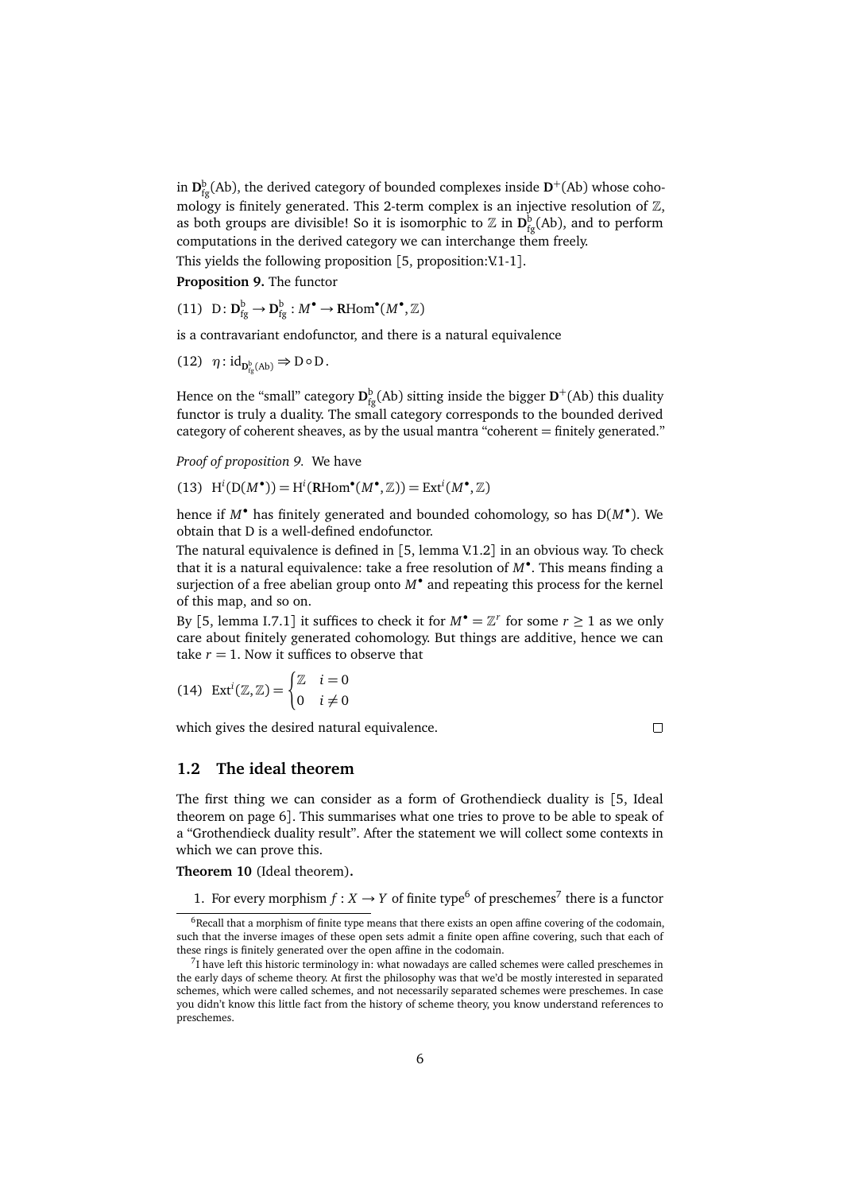in $\mathbf{D}^{\mathrm{b}}_{\mathrm{fg}}(\mathrm{Ab})$, the derived category of bounded complexes inside $\mathbf{D}^{+}(\mathrm{Ab})$ whose cohomology is finitely generated. This 2-term complex is an injective resolution of $\mathbb{Z}$, as both groups are divisible! So it is isomorphic to $\mathbb{Z}$ in $\mathbf{D}^{\mathrm{b}}_{\mathrm{fg}}(\mathrm{Ab})$, and to perform computations in the derived category we can interchange them freely.

This yields the following proposition [5, proposition:V.1-1].

**Proposition 9.** The functor

$$\text{(11)}\quad \mathrm{D}\colon \mathbf{D}^{\mathrm{b}}_{\mathrm{fg}} \to \mathbf{D}^{\mathrm{b}}_{\mathrm{fg}} : M^\bullet \to \mathbf{R}\mathrm{Hom}^\bullet(M^\bullet, \mathbb{Z})$$

is a contravariant endofunctor, and there is a natural equivalence

$$\text{(12)}\quad \eta\colon \mathrm{id}_{\mathbf{D}^{\mathrm{b}}_{\mathrm{fg}}(\mathrm{Ab})} \Rightarrow \mathrm{D}\circ\mathrm{D}.$$

Hence on the "small" category $\mathbf{D}^{\mathrm{b}}_{\mathrm{fg}}(\mathrm{Ab})$ sitting inside the bigger $\mathbf{D}^{+}(\mathrm{Ab})$ this duality functor is truly a duality. The small category corresponds to the bounded derived category of coherent sheaves, as by the usual mantra "coherent = finitely generated."

*Proof of proposition 9.* We have

$$\text{(13)}\quad \mathrm{H}^i(\mathrm{D}(M^\bullet)) = \mathrm{H}^i(\mathbf{R}\mathrm{Hom}^\bullet(M^\bullet, \mathbb{Z})) = \mathrm{Ext}^i(M^\bullet, \mathbb{Z})$$

hence if $M^\bullet$ has finitely generated and bounded cohomology, so has $\mathrm{D}(M^\bullet)$. We obtain that D is a well-defined endofunctor.

The natural equivalence is defined in [5, lemma V.1.2] in an obvious way. To check that it is a natural equivalence: take a free resolution of $M^\bullet$. This means finding a surjection of a free abelian group onto $M^\bullet$ and repeating this process for the kernel of this map, and so on.

By [5, lemma I.7.1] it suffices to check it for $M^\bullet = \mathbb{Z}^r$ for some $r \geq 1$ as we only care about finitely generated cohomology. But things are additive, hence we can take $r = 1$. Now it suffices to observe that

$$\text{(14)}\quad \mathrm{Ext}^i(\mathbb{Z}, \mathbb{Z}) = \begin{cases} \mathbb{Z} & i = 0 \\ 0 & i \neq 0 \end{cases}$$

which gives the desired natural equivalence. □

## 1.2 The ideal theorem

The first thing we can consider as a form of Grothendieck duality is [5, Ideal theorem on page 6]. This summarises what one tries to prove to be able to speak of a "Grothendieck duality result". After the statement we will collect some contexts in which we can prove this.

**Theorem 10** (Ideal theorem)**.**

1. For every morphism $f\colon X \to Y$ of finite type[6] of preschemes[7] there is a functor

[6] Recall that a morphism of finite type means that there exists an open affine covering of the codomain, such that the inverse images of these open sets admit a finite open affine covering, such that each of these rings is finitely generated over the open affine in the codomain.

[7] I have left this historic terminology in: what nowadays are called schemes were called preschemes in the early days of scheme theory. At first the philosophy was that we'd be mostly interested in separated schemes, which were called schemes, and not necessarily separated schemes were preschemes. In case you didn't know this little fact from the history of scheme theory, you know understand references to preschemes.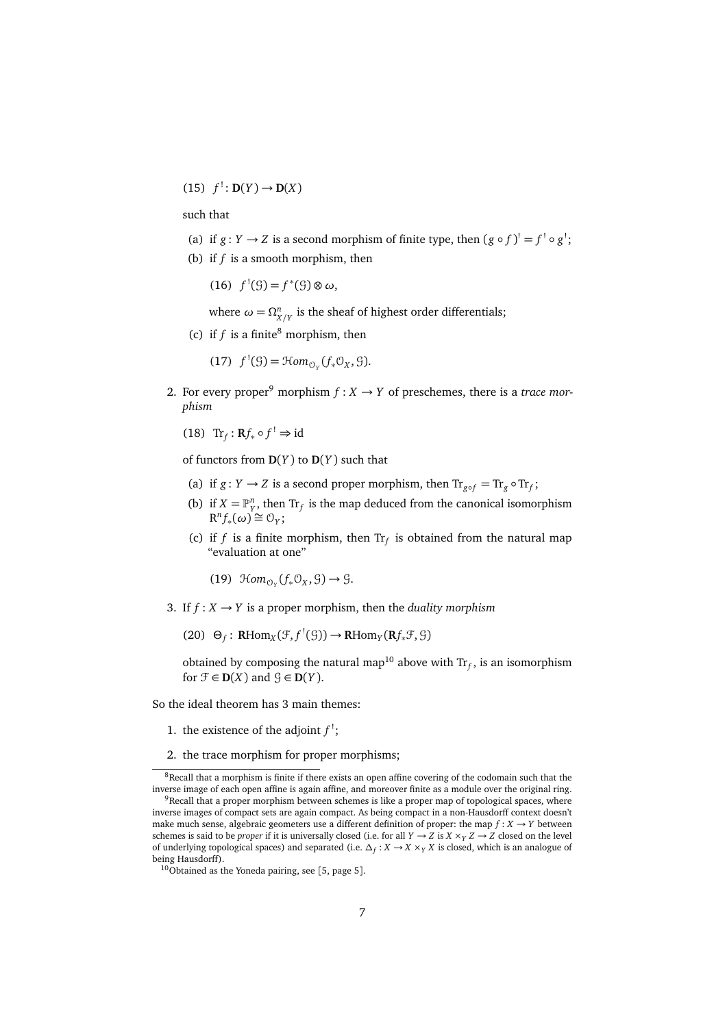(15) $f^!\colon \mathbf{D}(Y) \to \mathbf{D}(X)$

such that

(a) if $g\colon Y \to Z$ is a second morphism of finite type, then $(g \circ f)^! = f^! \circ g^!$;

(b) if $f$ is a smooth morphism, then

(16) $f^!(\mathcal{G}) = f^*(\mathcal{G}) \otimes \omega$,

where $\omega = \Omega^n_{X/Y}$ is the sheaf of highest order differentials;

(c) if $f$ is a finite[8] morphism, then

(17) $f^!(\mathcal{G}) = \mathcal{H}om_{\mathcal{O}_Y}(f_*\mathcal{O}_X, \mathcal{G})$.

2. For every proper[9] morphism $f\colon X \to Y$ of preschemes, there is a *trace morphism*

(18) $\mathrm{Tr}_f\colon \mathbf{R}f_* \circ f^! \Rightarrow \mathrm{id}$

of functors from $\mathbf{D}(Y)$ to $\mathbf{D}(Y)$ such that

(a) if $g\colon Y \to Z$ is a second proper morphism, then $\mathrm{Tr}_{g\circ f} = \mathrm{Tr}_g \circ \mathrm{Tr}_f$;

(b) if $X = \mathbb{P}^n_Y$, then $\mathrm{Tr}_f$ is the map deduced from the canonical isomorphism $\mathrm{R}^n f_*(\omega) \cong \mathcal{O}_Y$;

(c) if $f$ is a finite morphism, then $\mathrm{Tr}_f$ is obtained from the natural map "evaluation at one"

(19) $\mathcal{H}om_{\mathcal{O}_Y}(f_*\mathcal{O}_X, \mathcal{G}) \to \mathcal{G}$.

3. If $f\colon X \to Y$ is a proper morphism, then the *duality morphism*

(20) $\Theta_f\colon\ \mathbf{R}\mathrm{Hom}_X(\mathcal{F}, f^!(\mathcal{G})) \to \mathbf{R}\mathrm{Hom}_Y(\mathbf{R}f_*\mathcal{F}, \mathcal{G})$

obtained by composing the natural map[10] above with $\mathrm{Tr}_f$, is an isomorphism for $\mathcal{F} \in \mathbf{D}(X)$ and $\mathcal{G} \in \mathbf{D}(Y)$.

So the ideal theorem has 3 main themes:

1. the existence of the adjoint $f^!$;
2. the trace morphism for proper morphisms;

---

[8] Recall that a morphism is finite if there exists an open affine covering of the codomain such that the inverse image of each open affine is again affine, and moreover finite as a module over the original ring.

[9] Recall that a proper morphism between schemes is like a proper map of topological spaces, where inverse images of compact sets are again compact. As being compact in a non-Hausdorff context doesn't make much sense, algebraic geometers use a different definition of proper: the map $f\colon X \to Y$ between schemes is said to be *proper* if it is universally closed (i.e. for all $Y \to Z$ is $X \times_Y Z \to Z$ closed on the level of underlying topological spaces) and separated (i.e. $\Delta_f\colon X \to X \times_Y X$ is closed, which is an analogue of being Hausdorff).

[10] Obtained as the Yoneda pairing, see [5, page 5].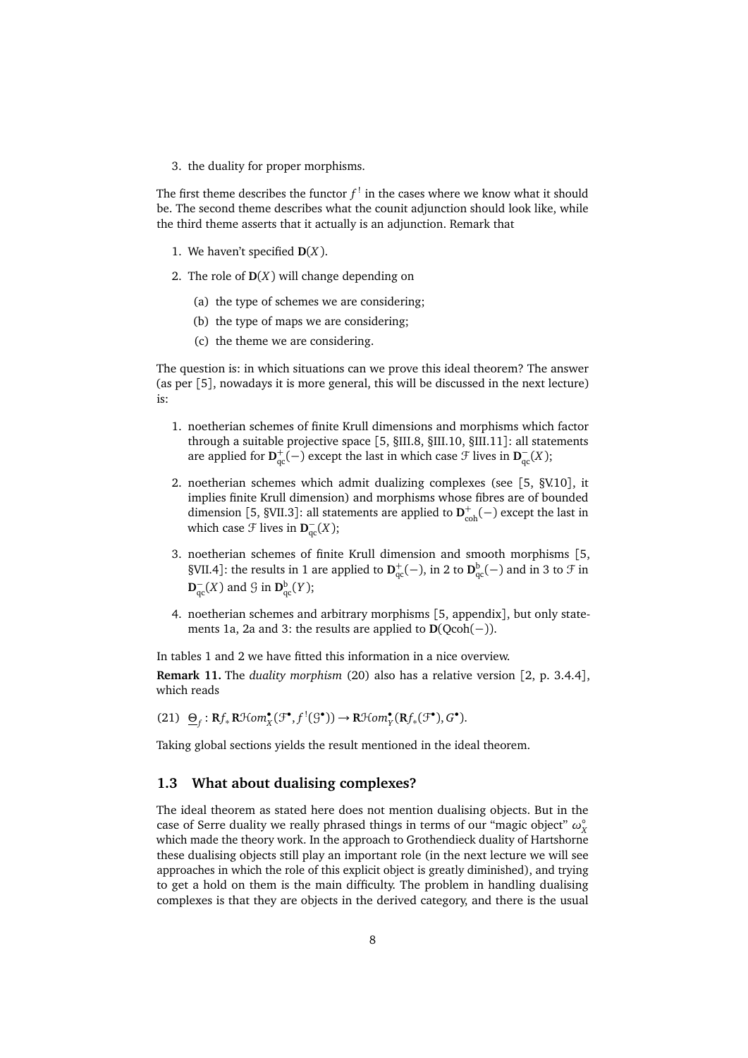3. the duality for proper morphisms.

The first theme describes the functor $f^!$ in the cases where we know what it should be. The second theme describes what the counit adjunction should look like, while the third theme asserts that it actually is an adjunction. Remark that

1. We haven't specified $\mathbf{D}(X)$.
2. The role of $\mathbf{D}(X)$ will change depending on
   (a) the type of schemes we are considering;
   (b) the type of maps we are considering;
   (c) the theme we are considering.

The question is: in which situations can we prove this ideal theorem? The answer (as per [5], nowadays it is more general, this will be discussed in the next lecture) is:

1. noetherian schemes of finite Krull dimensions and morphisms which factor through a suitable projective space [5, §III.8, §III.10, §III.11]: all statements are applied for $\mathbf{D}^+_{\mathrm{qc}}(-)$ except the last in which case $\mathcal{F}$ lives in $\mathbf{D}^-_{\mathrm{qc}}(X)$;
2. noetherian schemes which admit dualizing complexes (see [5, §V.10], it implies finite Krull dimension) and morphisms whose fibres are of bounded dimension [5, §VII.3]: all statements are applied to $\mathbf{D}^+_{\mathrm{coh}}(-)$ except the last in which case $\mathcal{F}$ lives in $\mathbf{D}^-_{\mathrm{qc}}(X)$;
3. noetherian schemes of finite Krull dimension and smooth morphisms [5, §VII.4]: the results in 1 are applied to $\mathbf{D}^+_{\mathrm{qc}}(-)$, in 2 to $\mathbf{D}^{\mathrm{b}}_{\mathrm{qc}}(-)$ and in 3 to $\mathcal{F}$ in $\mathbf{D}^-_{\mathrm{qc}}(X)$ and $\mathcal{G}$ in $\mathbf{D}^{\mathrm{b}}_{\mathrm{qc}}(Y)$;
4. noetherian schemes and arbitrary morphisms [5, appendix], but only statements 1a, 2a and 3: the results are applied to $\mathbf{D}(\mathrm{Qcoh}(-))$.

In tables 1 and 2 we have fitted this information in a nice overview.

**Remark 11.** The *duality morphism* (20) also has a relative version [2, p. 3.4.4], which reads

$$(21)\quad \underline{\Theta}_f : \mathbf{R}f_*\mathbf{R}\mathcal{H}om^\bullet_X(\mathcal{F}^\bullet, f^!(\mathcal{G}^\bullet)) \to \mathbf{R}\mathcal{H}om^\bullet_Y(\mathbf{R}f_*(\mathcal{F}^\bullet), G^\bullet).$$

Taking global sections yields the result mentioned in the ideal theorem.

### 1.3 What about dualising complexes?

The ideal theorem as stated here does not mention dualising objects. But in the case of Serre duality we really phrased things in terms of our "magic object" $\omega_X^\circ$ which made the theory work. In the approach to Grothendieck duality of Hartshorne these dualising objects still play an important role (in the next lecture we will see approaches in which the role of this explicit object is greatly diminished), and trying to get a hold on them is the main difficulty. The problem in handling dualising complexes is that they are objects in the derived category, and there is the usual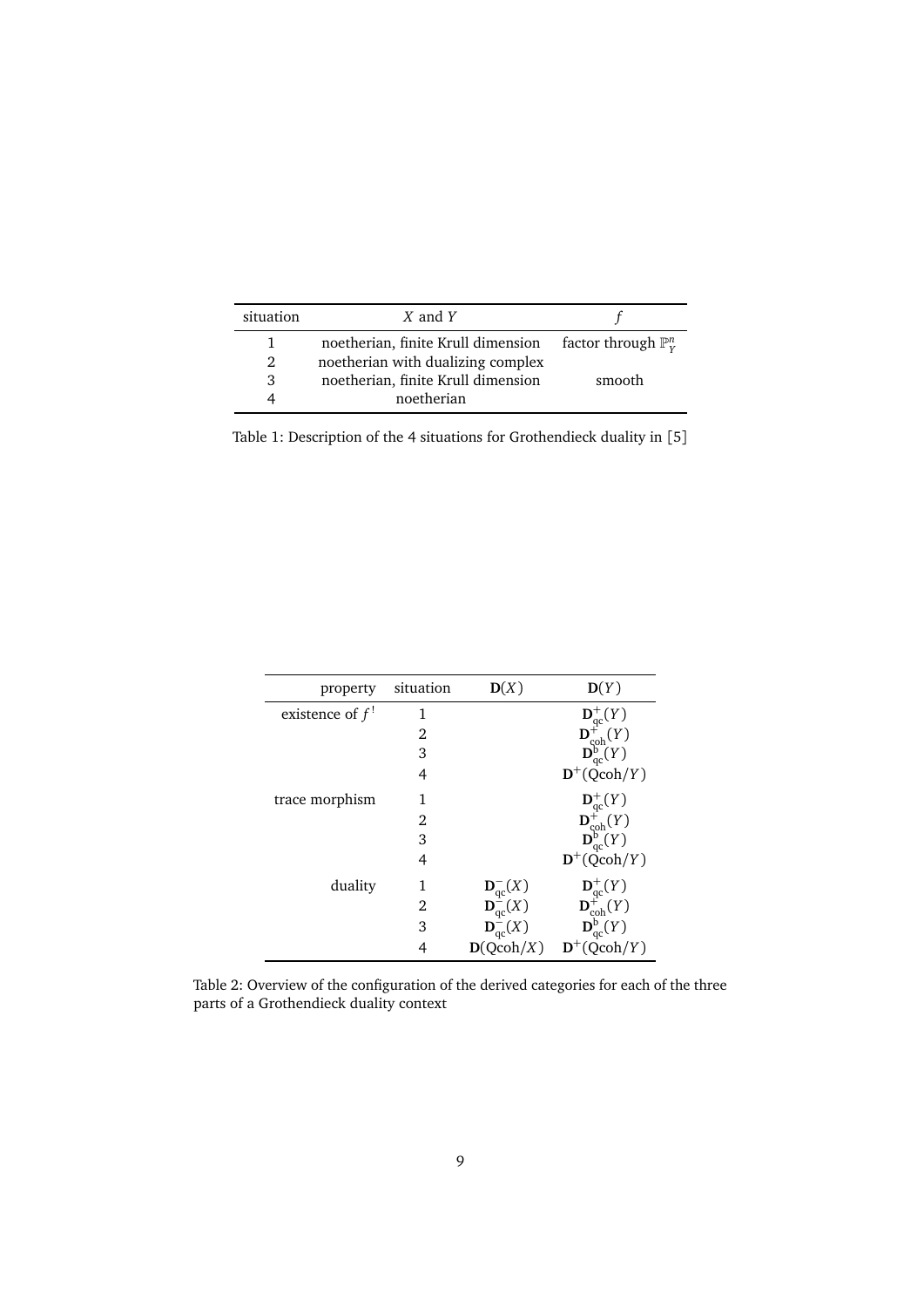| situation | $X$ and $Y$ | $f$ |
|---|---|---|
| 1 | noetherian, finite Krull dimension | factor through $\mathbb{P}^n_Y$ |
| 2 | noetherian with dualizing complex | |
| 3 | noetherian, finite Krull dimension | smooth |
| 4 | noetherian | |

Table 1: Description of the 4 situations for Grothendieck duality in [5]

| property | situation | $\mathbf{D}(X)$ | $\mathbf{D}(Y)$ |
|---|---|---|---|
| existence of $f^!$ | 1 | | $\mathbf{D}^+_{\mathrm{qc}}(Y)$ |
| | 2 | | $\mathbf{D}^+_{\mathrm{coh}}(Y)$ |
| | 3 | | $\mathbf{D}^{\mathrm{b}}_{\mathrm{qc}}(Y)$ |
| | 4 | | $\mathbf{D}^+(\mathrm{Qcoh}/Y)$ |
| trace morphism | 1 | | $\mathbf{D}^+_{\mathrm{qc}}(Y)$ |
| | 2 | | $\mathbf{D}^+_{\mathrm{coh}}(Y)$ |
| | 3 | | $\mathbf{D}^{\mathrm{b}}_{\mathrm{qc}}(Y)$ |
| | 4 | | $\mathbf{D}^+(\mathrm{Qcoh}/Y)$ |
| duality | 1 | $\mathbf{D}^-_{\mathrm{qc}}(X)$ | $\mathbf{D}^+_{\mathrm{qc}}(Y)$ |
| | 2 | $\mathbf{D}^-_{\mathrm{qc}}(X)$ | $\mathbf{D}^+_{\mathrm{coh}}(Y)$ |
| | 3 | $\mathbf{D}^-_{\mathrm{qc}}(X)$ | $\mathbf{D}^{\mathrm{b}}_{\mathrm{qc}}(Y)$ |
| | 4 | $\mathbf{D}(\mathrm{Qcoh}/X)$ | $\mathbf{D}^+(\mathrm{Qcoh}/Y)$ |

Table 2: Overview of the configuration of the derived categories for each of the three parts of a Grothendieck duality context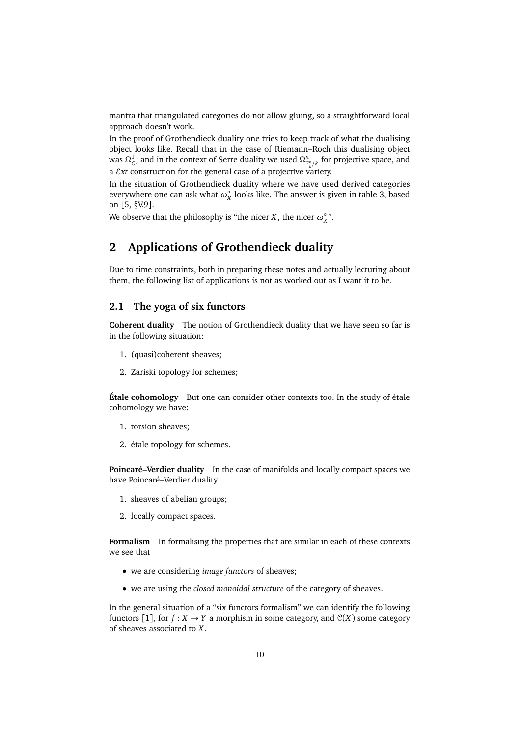mantra that triangulated categories do not allow gluing, so a straightforward local approach doesn't work.

In the proof of Grothendieck duality one tries to keep track of what the dualising object looks like. Recall that in the case of Riemann–Roch this dualising object was $\Omega_C^1$, and in the context of Serre duality we used $\Omega^n_{\mathbb{P}^n_k/k}$ for projective space, and a $\mathcal{E}xt$ construction for the general case of a projective variety.

In the situation of Grothendieck duality where we have used derived categories everywhere one can ask what $\omega_X^\circ$ looks like. The answer is given in table 3, based on [5, §V.9].

We observe that the philosophy is "the nicer $X$, the nicer $\omega_X^\circ$".

## 2 Applications of Grothendieck duality

Due to time constraints, both in preparing these notes and actually lecturing about them, the following list of applications is not as worked out as I want it to be.

### 2.1 The yoga of six functors

**Coherent duality** The notion of Grothendieck duality that we have seen so far is in the following situation:

1. (quasi)coherent sheaves;
2. Zariski topology for schemes;

**Étale cohomology** But one can consider other contexts too. In the study of étale cohomology we have:

1. torsion sheaves;
2. étale topology for schemes.

**Poincaré–Verdier duality** In the case of manifolds and locally compact spaces we have Poincaré–Verdier duality:

1. sheaves of abelian groups;
2. locally compact spaces.

**Formalism** In formalising the properties that are similar in each of these contexts we see that

- we are considering *image functors* of sheaves;
- we are using the *closed monoidal structure* of the category of sheaves.

In the general situation of a "six functors formalism" we can identify the following functors [1], for $f : X \to Y$ a morphism in some category, and $\mathcal{C}(X)$ some category of sheaves associated to $X$.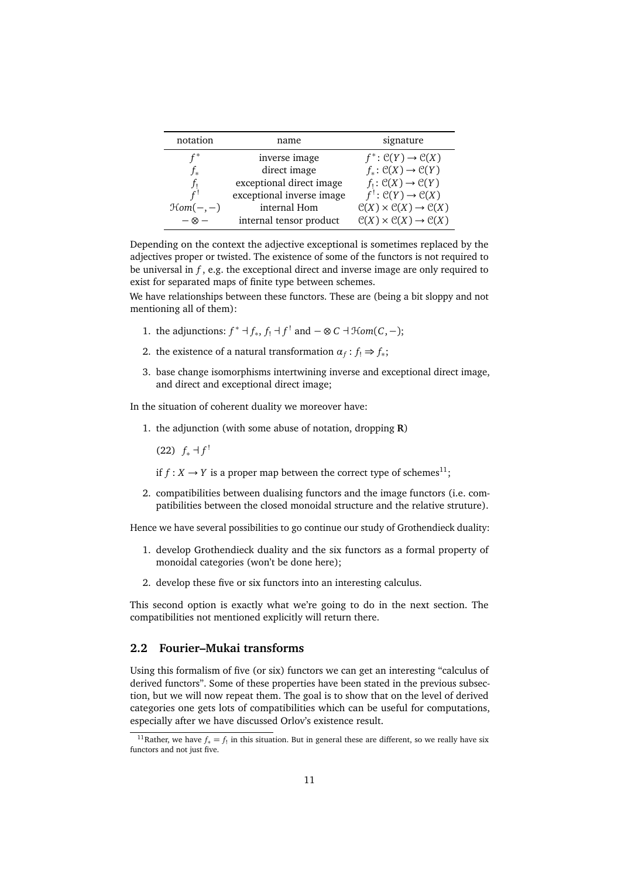| notation | name | signature |
|---|---|---|
| $f^*$ | inverse image | $f^*\colon \mathcal{C}(Y) \to \mathcal{C}(X)$ |
| $f_*$ | direct image | $f_*\colon \mathcal{C}(X) \to \mathcal{C}(Y)$ |
| $f_!$ | exceptional direct image | $f_!\colon \mathcal{C}(X) \to \mathcal{C}(Y)$ |
| $f^!$ | exceptional inverse image | $f^!\colon \mathcal{C}(Y) \to \mathcal{C}(X)$ |
| $\mathcal{H}om(-,-)$ | internal Hom | $\mathcal{C}(X) \times \mathcal{C}(X) \to \mathcal{C}(X)$ |
| $- \otimes -$ | internal tensor product | $\mathcal{C}(X) \times \mathcal{C}(X) \to \mathcal{C}(X)$ |

Depending on the context the adjective exceptional is sometimes replaced by the adjectives proper or twisted. The existence of some of the functors is not required to be universal in $f$, e.g. the exceptional direct and inverse image are only required to exist for separated maps of finite type between schemes.

We have relationships between these functors. These are (being a bit sloppy and not mentioning all of them):

1. the adjunctions: $f^* \dashv f_*$, $f_! \dashv f^!$ and $- \otimes C \dashv \mathcal{H}om(C,-)$;
2. the existence of a natural transformation $\alpha_f\colon f_! \Rightarrow f_*$;
3. base change isomorphisms intertwining inverse and exceptional direct image, and direct and exceptional direct image;

In the situation of coherent duality we moreover have:

1. the adjunction (with some abuse of notation, dropping $\mathbf{R}$)

   (22) $f_* \dashv f^!$

   if $f\colon X \to Y$ is a proper map between the correct type of schemes[11];
2. compatibilities between dualising functors and the image functors (i.e. compatibilities between the closed monoidal structure and the relative struture).

Hence we have several possibilities to go continue our study of Grothendieck duality:

1. develop Grothendieck duality and the six functors as a formal property of monoidal categories (won't be done here);
2. develop these five or six functors into an interesting calculus.

This second option is exactly what we're going to do in the next section. The compatibilities not mentioned explicitly will return there.

## 2.2 Fourier–Mukai transforms

Using this formalism of five (or six) functors we can get an interesting "calculus of derived functors". Some of these properties have been stated in the previous subsection, but we will now repeat them. The goal is to show that on the level of derived categories one gets lots of compatibilities which can be useful for computations, especially after we have discussed Orlov's existence result.

[11] Rather, we have $f_* = f_!$ in this situation. But in general these are different, so we really have six functors and not just five.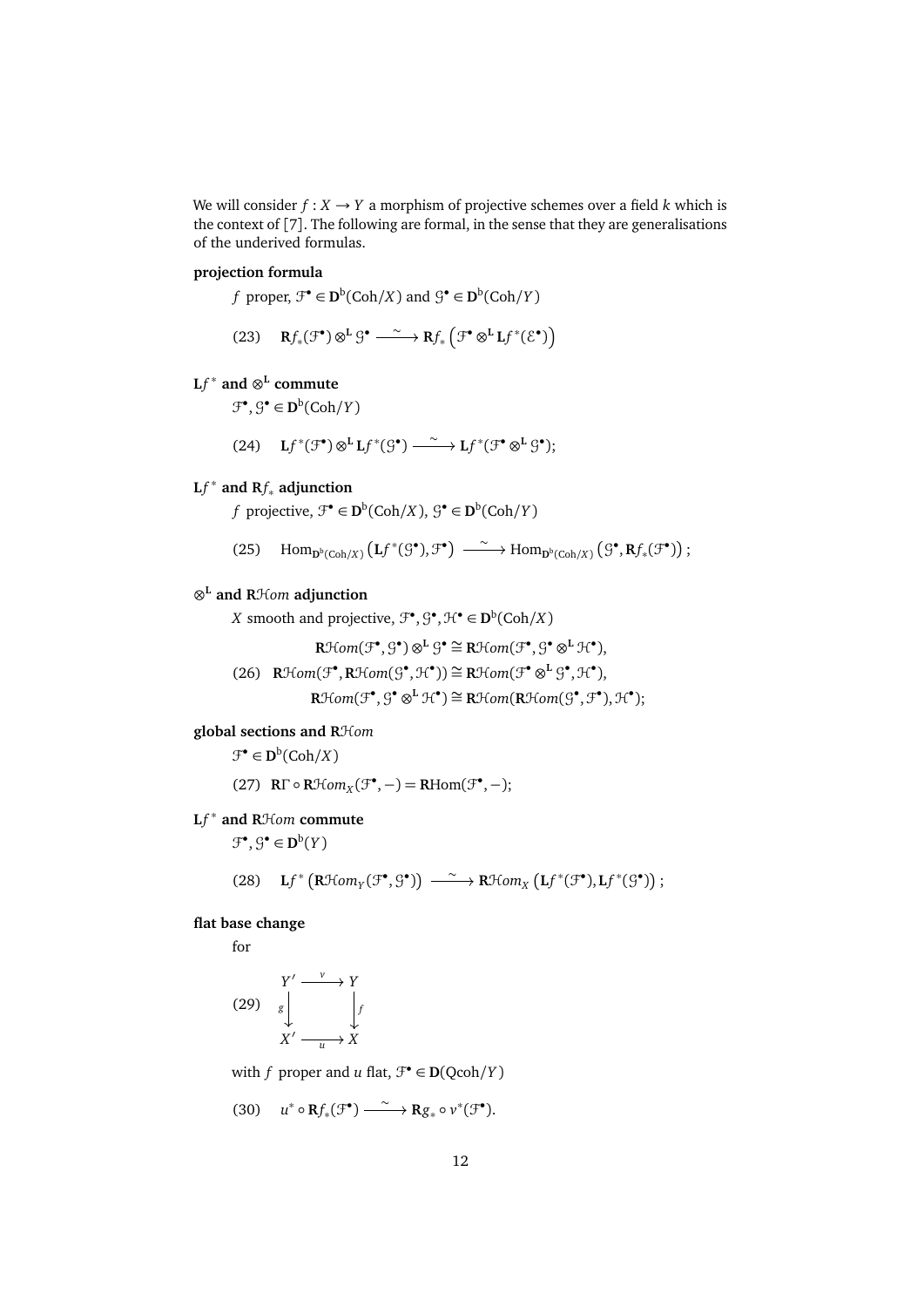We will consider $f : X \to Y$ a morphism of projective schemes over a field $k$ which is the context of [7]. The following are formal, in the sense that they are generalisations of the underived formulas.

**projection formula**

$f$ proper, $\mathcal{F}^\bullet \in \mathbf{D}^{\mathrm{b}}(\mathrm{Coh}/X)$ and $\mathcal{G}^\bullet \in \mathbf{D}^{\mathrm{b}}(\mathrm{Coh}/Y)$

$$\mathbf{R}f_*(\mathcal{F}^\bullet) \otimes^{\mathbf{L}} \mathcal{G}^\bullet \xrightarrow{\sim} \mathbf{R}f_*\left(\mathcal{F}^\bullet \otimes^{\mathbf{L}} \mathbf{L}f^*(\mathcal{E}^\bullet)\right) \tag{23}$$

**$\mathbf{L}f^*$ and $\otimes^{\mathbf{L}}$ commute**

$\mathcal{F}^\bullet, \mathcal{G}^\bullet \in \mathbf{D}^{\mathrm{b}}(\mathrm{Coh}/Y)$

$$\mathbf{L}f^*(\mathcal{F}^\bullet) \otimes^{\mathbf{L}} \mathbf{L}f^*(\mathcal{G}^\bullet) \xrightarrow{\sim} \mathbf{L}f^*(\mathcal{F}^\bullet \otimes^{\mathbf{L}} \mathcal{G}^\bullet); \tag{24}$$

**$\mathbf{L}f^*$ and $\mathbf{R}f_*$ adjunction**

$f$ projective, $\mathcal{F}^\bullet \in \mathbf{D}^{\mathrm{b}}(\mathrm{Coh}/X)$, $\mathcal{G}^\bullet \in \mathbf{D}^{\mathrm{b}}(\mathrm{Coh}/Y)$

$$\mathrm{Hom}_{\mathbf{D}^{\mathrm{b}}(\mathrm{Coh}/X)}\left(\mathbf{L}f^*(\mathcal{G}^\bullet), \mathcal{F}^\bullet\right) \xrightarrow{\sim} \mathrm{Hom}_{\mathbf{D}^{\mathrm{b}}(\mathrm{Coh}/X)}\left(\mathcal{G}^\bullet, \mathbf{R}f_*(\mathcal{F}^\bullet)\right); \tag{25}$$

**$\otimes^{\mathbf{L}}$ and $\mathbf{R}\mathcal{H}om$ adjunction**

$X$ smooth and projective, $\mathcal{F}^\bullet, \mathcal{G}^\bullet, \mathcal{H}^\bullet \in \mathbf{D}^{\mathrm{b}}(\mathrm{Coh}/X)$

$$\begin{aligned} &\mathbf{R}\mathcal{H}om(\mathcal{F}^\bullet, \mathcal{G}^\bullet) \otimes^{\mathbf{L}} \mathcal{G}^\bullet \cong \mathbf{R}\mathcal{H}om(\mathcal{F}^\bullet, \mathcal{G}^\bullet \otimes^{\mathbf{L}} \mathcal{H}^\bullet), \\ &\mathbf{R}\mathcal{H}om(\mathcal{F}^\bullet, \mathbf{R}\mathcal{H}om(\mathcal{G}^\bullet, \mathcal{H}^\bullet)) \cong \mathbf{R}\mathcal{H}om(\mathcal{F}^\bullet \otimes^{\mathbf{L}} \mathcal{G}^\bullet, \mathcal{H}^\bullet), \\ &\mathbf{R}\mathcal{H}om(\mathcal{F}^\bullet, \mathcal{G}^\bullet \otimes^{\mathbf{L}} \mathcal{H}^\bullet) \cong \mathbf{R}\mathcal{H}om(\mathbf{R}\mathcal{H}om(\mathcal{G}^\bullet, \mathcal{F}^\bullet), \mathcal{H}^\bullet); \end{aligned} \tag{26}$$

**global sections and $\mathbf{R}\mathcal{H}om$**

$\mathcal{F}^\bullet \in \mathbf{D}^{\mathrm{b}}(\mathrm{Coh}/X)$

$$\mathbf{R}\Gamma \circ \mathbf{R}\mathcal{H}om_X(\mathcal{F}^\bullet, -) = \mathbf{R}\mathrm{Hom}(\mathcal{F}^\bullet, -); \tag{27}$$

**$\mathbf{L}f^*$ and $\mathbf{R}\mathcal{H}om$ commute**

$\mathcal{F}^\bullet, \mathcal{G}^\bullet \in \mathbf{D}^{\mathrm{b}}(Y)$

$$\mathbf{L}f^*\left(\mathbf{R}\mathcal{H}om_Y(\mathcal{F}^\bullet, \mathcal{G}^\bullet)\right) \xrightarrow{\sim} \mathbf{R}\mathcal{H}om_X\left(\mathbf{L}f^*(\mathcal{F}^\bullet), \mathbf{L}f^*(\mathcal{G}^\bullet)\right); \tag{28}$$

**flat base change**

for

$$\begin{array}{ccc} Y' & \xrightarrow{v} & Y \\ {\scriptstyle g}\downarrow & & \downarrow{\scriptstyle f} \\ X' & \xrightarrow[u]{} & X \end{array} \tag{29}$$

with $f$ proper and $u$ flat, $\mathcal{F}^\bullet \in \mathbf{D}(\mathrm{Qcoh}/Y)$

$$u^* \circ \mathbf{R}f_*(\mathcal{F}^\bullet) \xrightarrow{\sim} \mathbf{R}g_* \circ v^*(\mathcal{F}^\bullet). \tag{30}$$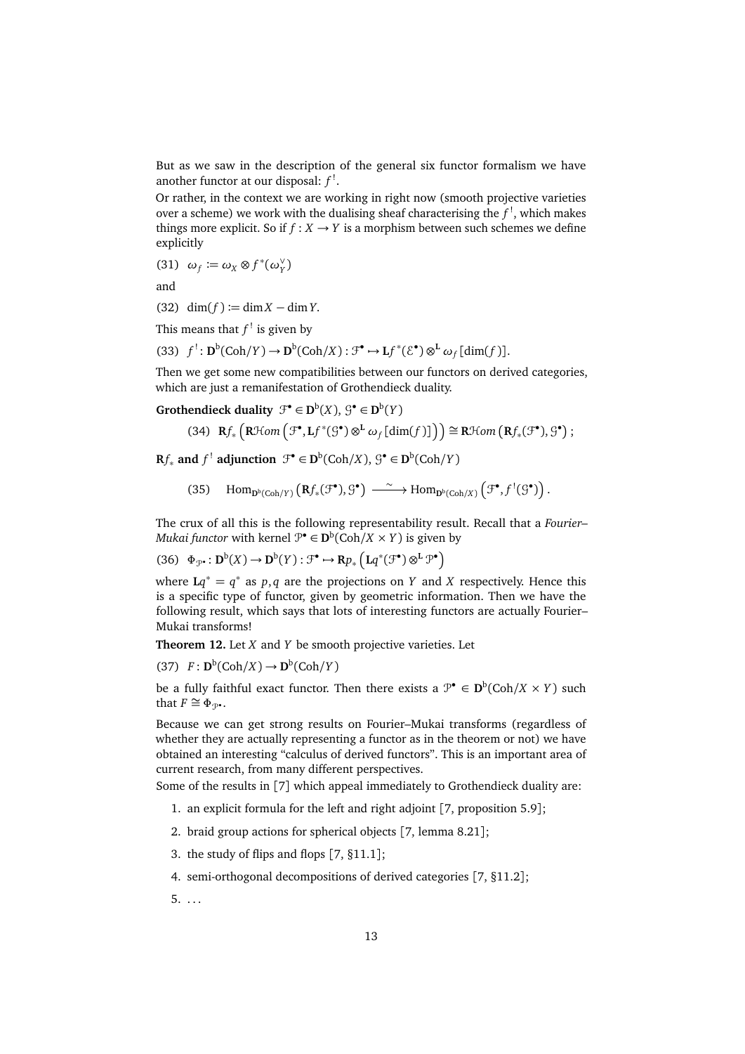But as we saw in the description of the general six functor formalism we have another functor at our disposal: $f^!$.

Or rather, in the context we are working in right now (smooth projective varieties over a scheme) we work with the dualising sheaf characterising the $f^!$, which makes things more explicit. So if $f\colon X \to Y$ is a morphism between such schemes we define explicitly

$$(31)\quad \omega_f := \omega_X \otimes f^*(\omega_Y^\vee)$$

and

$$(32)\quad \dim(f) := \dim X - \dim Y.$$

This means that $f^!$ is given by

$$(33)\quad f^!\colon \mathbf{D}^{\mathrm{b}}(\mathrm{Coh}/Y) \to \mathbf{D}^{\mathrm{b}}(\mathrm{Coh}/X) : \mathcal{F}^\bullet \mapsto \mathbf{L}f^*(\mathcal{E}^\bullet) \otimes^{\mathbf{L}} \omega_f[\dim(f)].$$

Then we get some new compatibilities between our functors on derived categories, which are just a remanifestation of Grothendieck duality.

**Grothendieck duality** $\mathcal{F}^\bullet \in \mathbf{D}^{\mathrm{b}}(X)$, $\mathcal{G}^\bullet \in \mathbf{D}^{\mathrm{b}}(Y)$

$$(34)\quad \mathbf{R}f_*\left(\mathbf{R}\mathcal{H}om\left(\mathcal{F}^\bullet, \mathbf{L}f^*(\mathcal{G}^\bullet) \otimes^{\mathbf{L}} \omega_f[\dim(f)]\right)\right) \cong \mathbf{R}\mathcal{H}om\left(\mathbf{R}f_*(\mathcal{F}^\bullet), \mathcal{G}^\bullet\right);$$

**$\mathbf{R}f_*$ and $f^!$ adjunction** $\mathcal{F}^\bullet \in \mathbf{D}^{\mathrm{b}}(\mathrm{Coh}/X)$, $\mathcal{G}^\bullet \in \mathbf{D}^{\mathrm{b}}(\mathrm{Coh}/Y)$

$$(35)\quad \mathrm{Hom}_{\mathbf{D}^{\mathrm{b}}(\mathrm{Coh}/Y)}\left(\mathbf{R}f_*(\mathcal{F}^\bullet), \mathcal{G}^\bullet\right) \xrightarrow{\sim} \mathrm{Hom}_{\mathbf{D}^{\mathrm{b}}(\mathrm{Coh}/X)}\left(\mathcal{F}^\bullet, f^!(\mathcal{G}^\bullet)\right).$$

The crux of all this is the following representability result. Recall that a *Fourier–Mukai functor* with kernel $\mathcal{P}^\bullet \in \mathbf{D}^{\mathrm{b}}(\mathrm{Coh}/X \times Y)$ is given by

$$(36)\quad \Phi_{\mathcal{P}^\bullet}\colon \mathbf{D}^{\mathrm{b}}(X) \to \mathbf{D}^{\mathrm{b}}(Y) : \mathcal{F}^\bullet \mapsto \mathbf{R}p_*\left(\mathbf{L}q^*(\mathcal{F}^\bullet) \otimes^{\mathbf{L}} \mathcal{P}^\bullet\right)$$

where $\mathbf{L}q^* = q^*$ as $p, q$ are the projections on $Y$ and $X$ respectively. Hence this is a specific type of functor, given by geometric information. Then we have the following result, which says that lots of interesting functors are actually Fourier–Mukai transforms!

**Theorem 12.** Let $X$ and $Y$ be smooth projective varieties. Let

$$(37)\quad F\colon \mathbf{D}^{\mathrm{b}}(\mathrm{Coh}/X) \to \mathbf{D}^{\mathrm{b}}(\mathrm{Coh}/Y)$$

be a fully faithful exact functor. Then there exists a $\mathcal{P}^\bullet \in \mathbf{D}^{\mathrm{b}}(\mathrm{Coh}/X \times Y)$ such that $F \cong \Phi_{\mathcal{P}^\bullet}$.

Because we can get strong results on Fourier–Mukai transforms (regardless of whether they are actually representing a functor as in the theorem or not) we have obtained an interesting "calculus of derived functors". This is an important area of current research, from many different perspectives.

Some of the results in [7] which appeal immediately to Grothendieck duality are:

1. an explicit formula for the left and right adjoint [7, proposition 5.9];
2. braid group actions for spherical objects [7, lemma 8.21];
3. the study of flips and flops [7, §11.1];
4. semi-orthogonal decompositions of derived categories [7, §11.2];
5. ...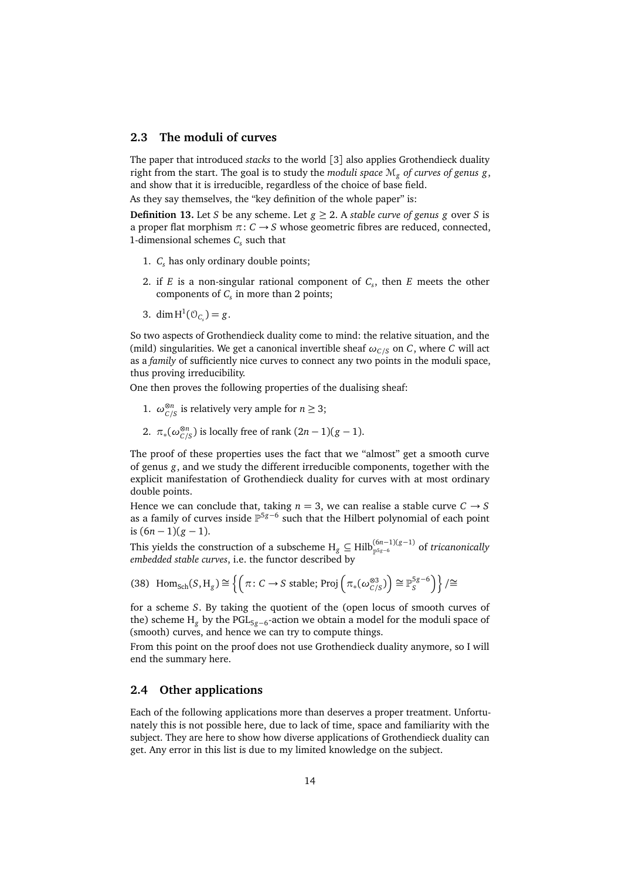## 2.3 The moduli of curves

The paper that introduced *stacks* to the world [3] also applies Grothendieck duality right from the start. The goal is to study the *moduli space* $\mathcal{M}_g$ *of curves of genus* $g$, and show that it is irreducible, regardless of the choice of base field.

As they say themselves, the "key definition of the whole paper" is:

**Definition 13.** Let $S$ be any scheme. Let $g \geq 2$. A *stable curve of genus* $g$ over $S$ is a proper flat morphism $\pi\colon C \to S$ whose geometric fibres are reduced, connected, 1-dimensional schemes $C_s$ such that

1. $C_s$ has only ordinary double points;
2. if $E$ is a non-singular rational component of $C_s$, then $E$ meets the other components of $C_s$ in more than 2 points;
3. $\dim \mathrm{H}^1(\mathcal{O}_{C_s}) = g$.

So two aspects of Grothendieck duality come to mind: the relative situation, and the (mild) singularities. We get a canonical invertible sheaf $\omega_{C/S}$ on $C$, where $C$ will act as a *family* of sufficiently nice curves to connect any two points in the moduli space, thus proving irreducibility.

One then proves the following properties of the dualising sheaf:

1. $\omega_{C/S}^{\otimes n}$ is relatively very ample for $n \geq 3$;
2. $\pi_*(\omega_{C/S}^{\otimes n})$ is locally free of rank $(2n-1)(g-1)$.

The proof of these properties uses the fact that we "almost" get a smooth curve of genus $g$, and we study the different irreducible components, together with the explicit manifestation of Grothendieck duality for curves with at most ordinary double points.

Hence we can conclude that, taking $n = 3$, we can realise a stable curve $C \to S$ as a family of curves inside $\mathbb{P}^{5g-6}$ such that the Hilbert polynomial of each point is $(6n-1)(g-1)$.

This yields the construction of a subscheme $\mathrm{H}_g \subseteq \mathrm{Hilb}^{(6n-1)(g-1)}_{\mathbb{P}^{5g-6}}$ of *tricanonically embedded stable curves*, i.e. the functor described by

$$\text{(38)} \quad \mathrm{Hom}_{\mathrm{Sch}}(S, \mathrm{H}_g) \cong \left\{ \left( \pi\colon C \to S \text{ stable; } \mathrm{Proj}\left(\pi_*(\omega_{C/S}^{\otimes 3})\right) \cong \mathbb{P}_S^{5g-6} \right) \right\} / \cong$$

for a scheme $S$. By taking the quotient of the (open locus of smooth curves of the) scheme $\mathrm{H}_g$ by the $\mathrm{PGL}_{5g-6}$-action we obtain a model for the moduli space of (smooth) curves, and hence we can try to compute things.

From this point on the proof does not use Grothendieck duality anymore, so I will end the summary here.

## 2.4 Other applications

Each of the following applications more than deserves a proper treatment. Unfortunately this is not possible here, due to lack of time, space and familiarity with the subject. They are here to show how diverse applications of Grothendieck duality can get. Any error in this list is due to my limited knowledge on the subject.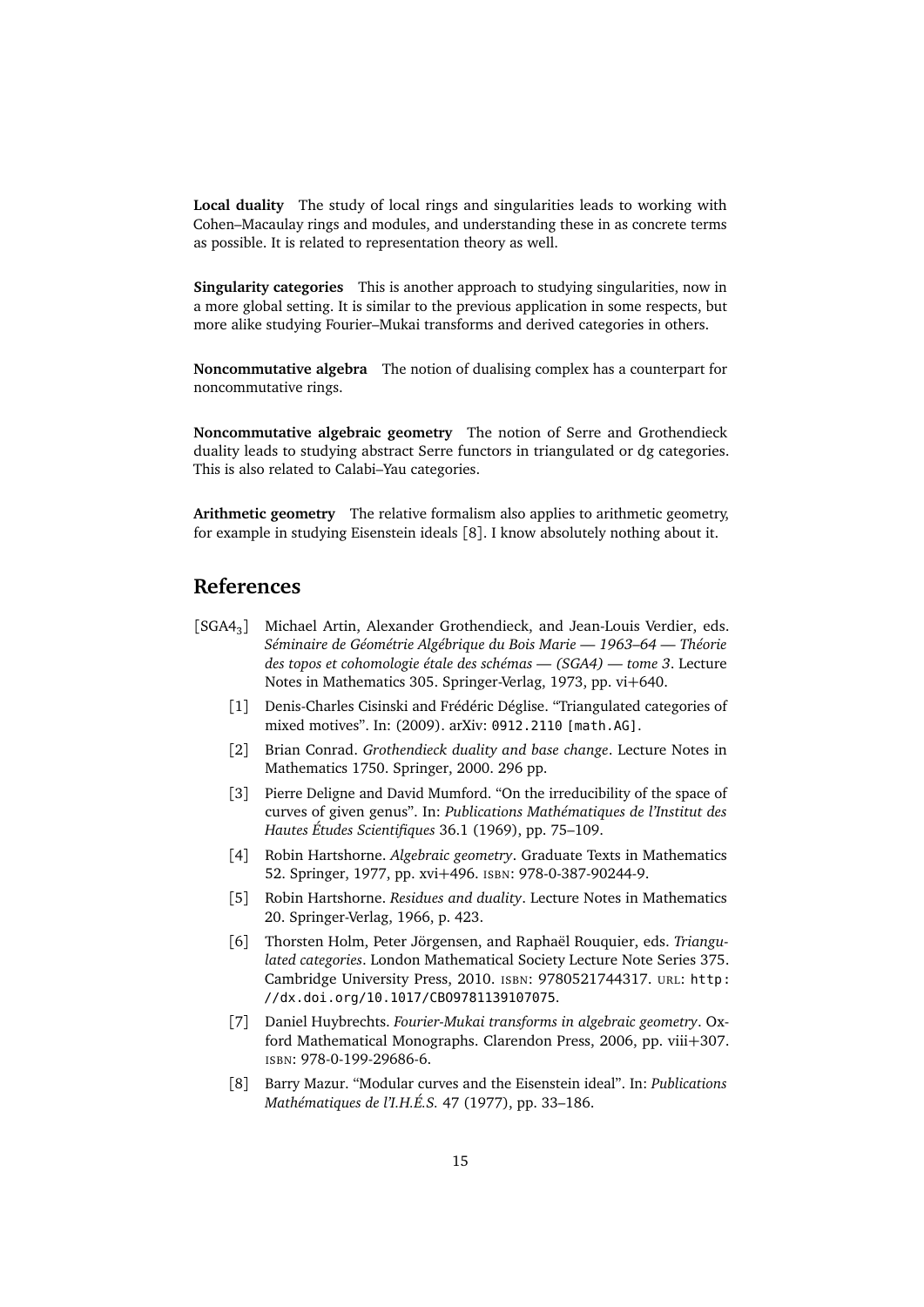**Local duality** The study of local rings and singularities leads to working with Cohen–Macaulay rings and modules, and understanding these in as concrete terms as possible. It is related to representation theory as well.

**Singularity categories** This is another approach to studying singularities, now in a more global setting. It is similar to the previous application in some respects, but more alike studying Fourier–Mukai transforms and derived categories in others.

**Noncommutative algebra** The notion of dualising complex has a counterpart for noncommutative rings.

**Noncommutative algebraic geometry** The notion of Serre and Grothendieck duality leads to studying abstract Serre functors in triangulated or dg categories. This is also related to Calabi–Yau categories.

**Arithmetic geometry** The relative formalism also applies to arithmetic geometry, for example in studying Eisenstein ideals [8]. I know absolutely nothing about it.

## References

[$\text{SGA4}_3$] Michael Artin, Alexander Grothendieck, and Jean-Louis Verdier, eds. *Séminaire de Géométrie Algébrique du Bois Marie — 1963–64 — Théorie des topos et cohomologie étale des schémas — (SGA4) — tome 3*. Lecture Notes in Mathematics 305. Springer-Verlag, 1973, pp. vi+640.

[1] Denis-Charles Cisinski and Frédéric Déglise. "Triangulated categories of mixed motives". In: (2009). arXiv: `0912.2110 [math.AG]`.

[2] Brian Conrad. *Grothendieck duality and base change*. Lecture Notes in Mathematics 1750. Springer, 2000. 296 pp.

[3] Pierre Deligne and David Mumford. "On the irreducibility of the space of curves of given genus". In: *Publications Mathématiques de l'Institut des Hautes Études Scientifiques* 36.1 (1969), pp. 75–109.

[4] Robin Hartshorne. *Algebraic geometry*. Graduate Texts in Mathematics 52. Springer, 1977, pp. xvi+496. ISBN: 978-0-387-90244-9.

[5] Robin Hartshorne. *Residues and duality*. Lecture Notes in Mathematics 20. Springer-Verlag, 1966, p. 423.

[6] Thorsten Holm, Peter Jörgensen, and Raphaël Rouquier, eds. *Triangulated categories*. London Mathematical Society Lecture Note Series 375. Cambridge University Press, 2010. ISBN: 9780521744317. URL: `http://dx.doi.org/10.1017/CBO9781139107075`.

[7] Daniel Huybrechts. *Fourier-Mukai transforms in algebraic geometry*. Oxford Mathematical Monographs. Clarendon Press, 2006, pp. viii+307. ISBN: 978-0-199-29686-6.

[8] Barry Mazur. "Modular curves and the Eisenstein ideal". In: *Publications Mathématiques de l'I.H.É.S.* 47 (1977), pp. 33–186.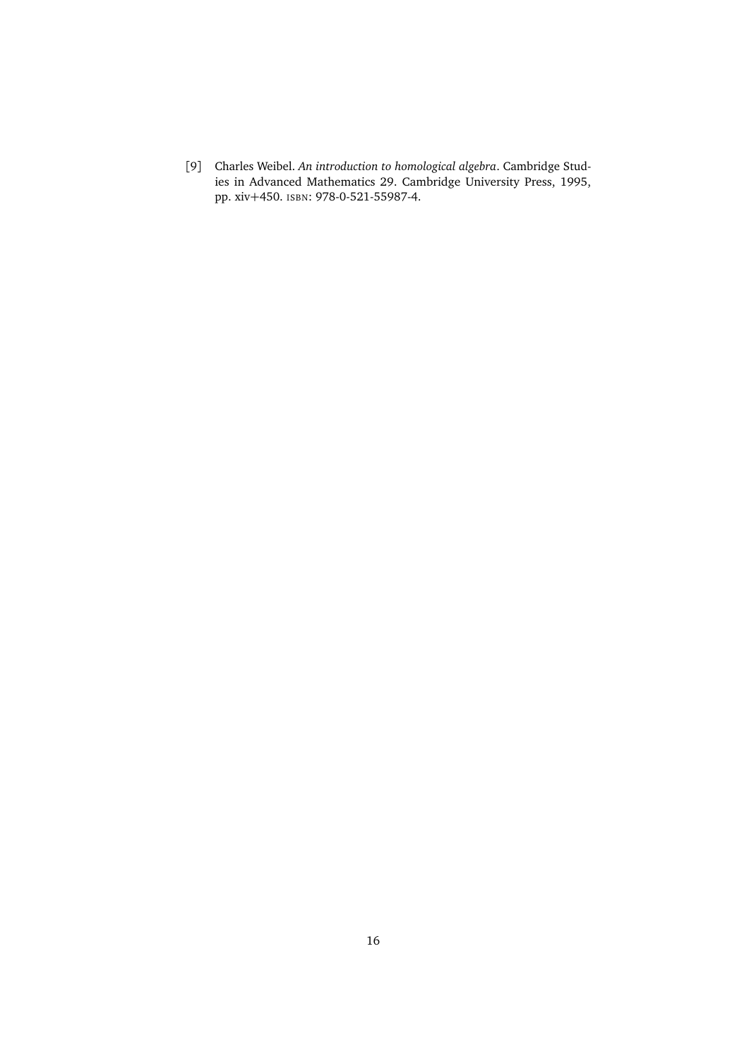[9] Charles Weibel. *An introduction to homological algebra*. Cambridge Studies in Advanced Mathematics 29. Cambridge University Press, 1995, pp. xiv+450. ISBN: 978-0-521-55987-4.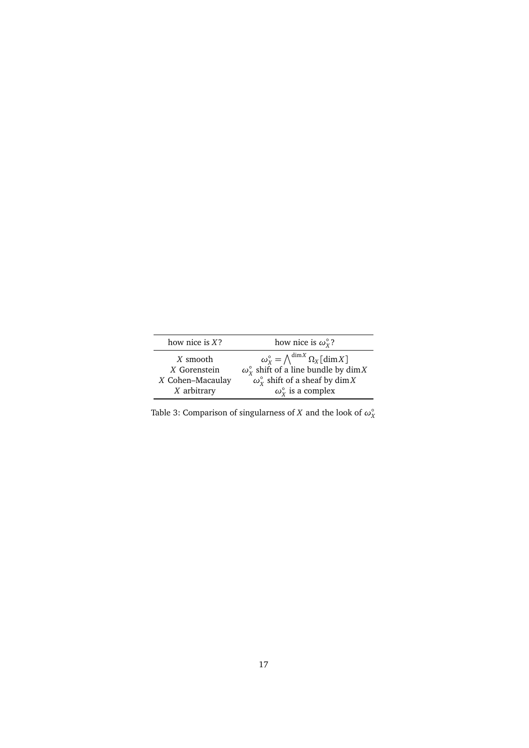| how nice is $X$? | how nice is $\omega_X^\circ$? |
| --- | --- |
| $X$ smooth | $\omega_X^\circ = \bigwedge^{\dim X} \Omega_X[\dim X]$ |
| $X$ Gorenstein | $\omega_X^\circ$ shift of a line bundle by $\dim X$ |
| $X$ Cohen–Macaulay | $\omega_X^\circ$ shift of a sheaf by $\dim X$ |
| $X$ arbitrary | $\omega_X^\circ$ is a complex |

Table 3: Comparison of singularness of $X$ and the look of $\omega_X^\circ$